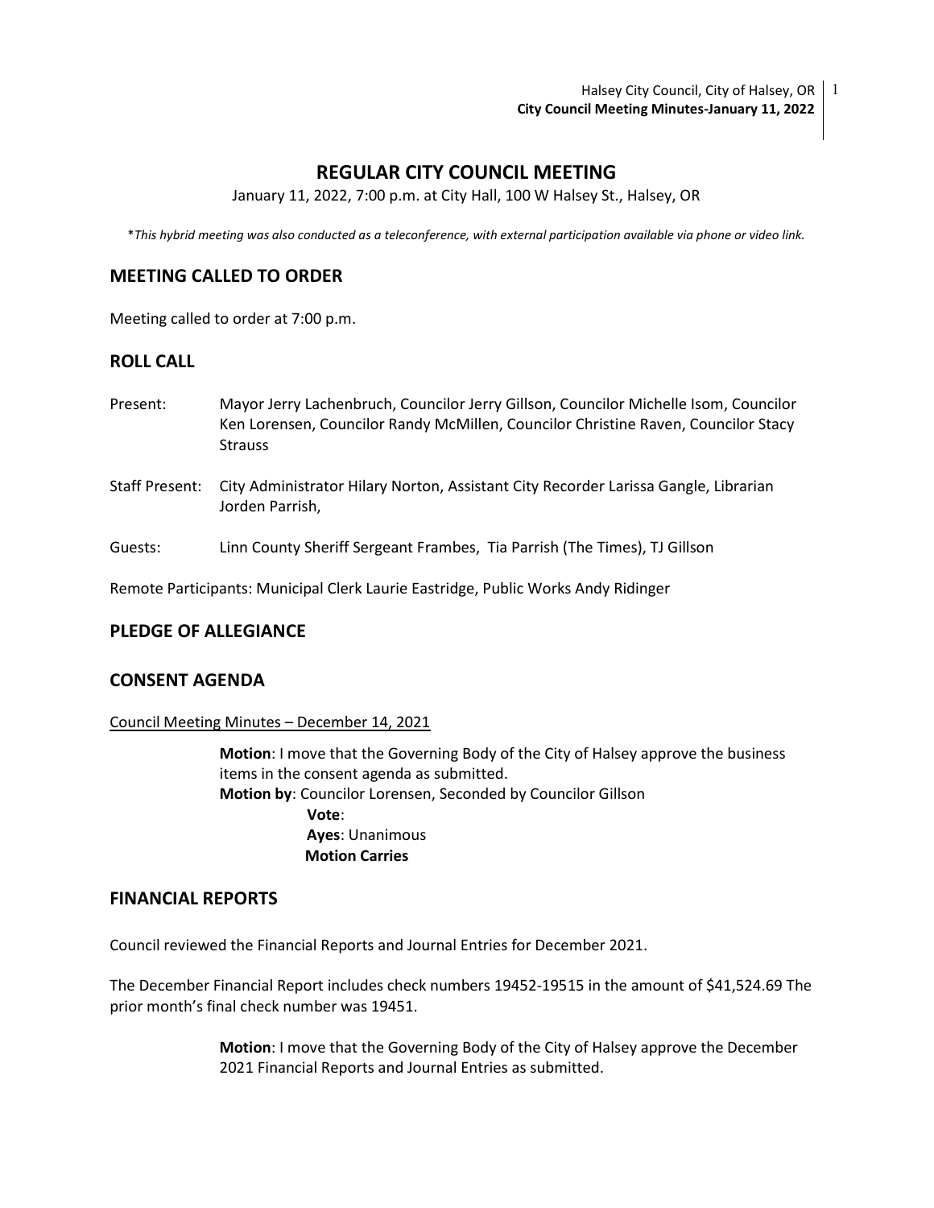# REGULAR CITY COUNCIL MEETING

January 11, 2022, 7:00 p.m. at City Hall, 100 W Halsey St., Halsey, OR

*\*This hybrid meeting was also conducted as a teleconference, with external participation available via phone or video link.*

## MEETING CALLED TO ORDER

Meeting called to order at 7:00 p.m.

## ROLL CALL

Present: Mayor Jerry Lachenbruch, Councilor Jerry Gillson, Councilor Michelle Isom, Councilor Ken Lorensen, Councilor Randy McMillen, Councilor Christine Raven, Councilor Stacy Strauss

Staff Present: City Administrator Hilary Norton, Assistant City Recorder Larissa Gangle, Librarian Jorden Parrish,

Guests: Linn County Sheriff Sergeant Frambes, Tia Parrish (The Times), TJ Gillson

Remote Participants: Municipal Clerk Laurie Eastridge, Public Works Andy Ridinger

## PLEDGE OF ALLEGIANCE

## CONSENT AGENDA

Council Meeting Minutes – December 14, 2021

**Motion**: I move that the Governing Body of the City of Halsey approve the business items in the consent agenda as submitted.
**Motion by**: Councilor Lorensen, Seconded by Councilor Gillson
**Vote**:
**Ayes**: Unanimous
**Motion Carries**

## FINANCIAL REPORTS

Council reviewed the Financial Reports and Journal Entries for December 2021.

The December Financial Report includes check numbers 19452-19515 in the amount of $41,524.69 The prior month's final check number was 19451.

**Motion**: I move that the Governing Body of the City of Halsey approve the December 2021 Financial Reports and Journal Entries as submitted.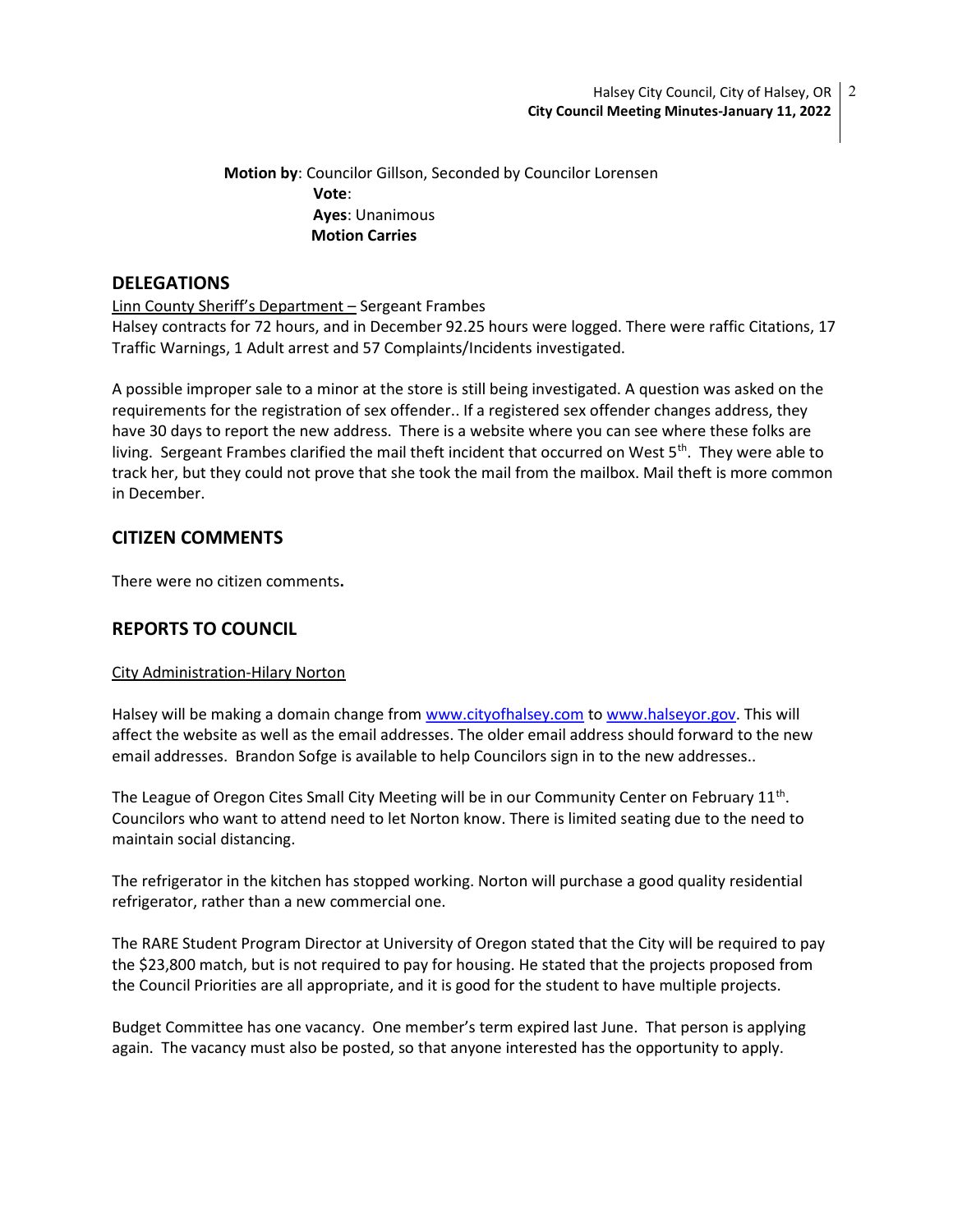**Motion by**: Councilor Gillson, Seconded by Councilor Lorensen
**Vote**:
**Ayes**: Unanimous
**Motion Carries**

## DELEGATIONS

Linn County Sheriff's Department – Sergeant Frambes
Halsey contracts for 72 hours, and in December 92.25 hours were logged. There were raffic Citations, 17 Traffic Warnings, 1 Adult arrest and 57 Complaints/Incidents investigated.

A possible improper sale to a minor at the store is still being investigated. A question was asked on the requirements for the registration of sex offender.. If a registered sex offender changes address, they have 30 days to report the new address. There is a website where you can see where these folks are living. Sergeant Frambes clarified the mail theft incident that occurred on West 5th. They were able to track her, but they could not prove that she took the mail from the mailbox. Mail theft is more common in December.

## CITIZEN COMMENTS

There were no citizen comments**.**

## REPORTS TO COUNCIL

City Administration-Hilary Norton

Halsey will be making a domain change from www.cityofhalsey.com to www.halseyor.gov. This will affect the website as well as the email addresses. The older email address should forward to the new email addresses. Brandon Sofge is available to help Councilors sign in to the new addresses..

The League of Oregon Cites Small City Meeting will be in our Community Center on February 11th. Councilors who want to attend need to let Norton know. There is limited seating due to the need to maintain social distancing.

The refrigerator in the kitchen has stopped working. Norton will purchase a good quality residential refrigerator, rather than a new commercial one.

The RARE Student Program Director at University of Oregon stated that the City will be required to pay the $23,800 match, but is not required to pay for housing. He stated that the projects proposed from the Council Priorities are all appropriate, and it is good for the student to have multiple projects.

Budget Committee has one vacancy. One member's term expired last June. That person is applying again. The vacancy must also be posted, so that anyone interested has the opportunity to apply.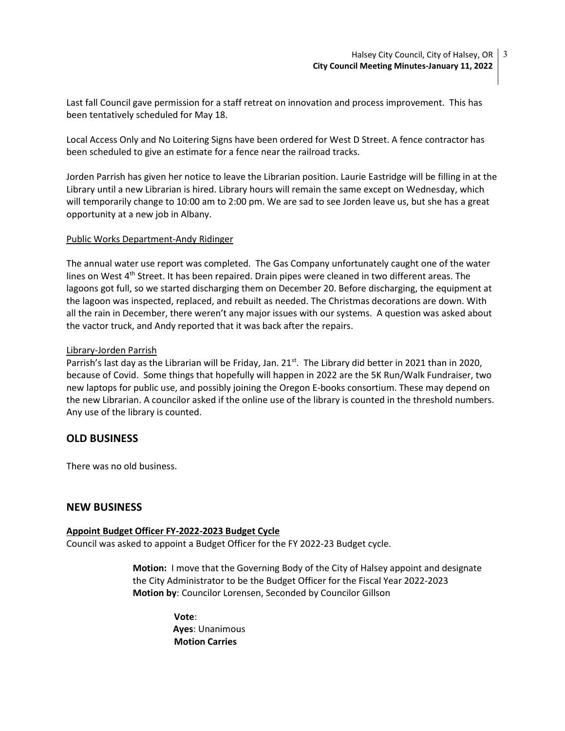Last fall Council gave permission for a staff retreat on innovation and process improvement. This has been tentatively scheduled for May 18.

Local Access Only and No Loitering Signs have been ordered for West D Street. A fence contractor has been scheduled to give an estimate for a fence near the railroad tracks.

Jorden Parrish has given her notice to leave the Librarian position. Laurie Eastridge will be filling in at the Library until a new Librarian is hired. Library hours will remain the same except on Wednesday, which will temporarily change to 10:00 am to 2:00 pm. We are sad to see Jorden leave us, but she has a great opportunity at a new job in Albany.

Public Works Department-Andy Ridinger

The annual water use report was completed. The Gas Company unfortunately caught one of the water lines on West 4th Street. It has been repaired. Drain pipes were cleaned in two different areas. The lagoons got full, so we started discharging them on December 20. Before discharging, the equipment at the lagoon was inspected, replaced, and rebuilt as needed. The Christmas decorations are down. With all the rain in December, there weren't any major issues with our systems. A question was asked about the vactor truck, and Andy reported that it was back after the repairs.

Library-Jorden Parrish

Parrish's last day as the Librarian will be Friday, Jan. 21st. The Library did better in 2021 than in 2020, because of Covid. Some things that hopefully will happen in 2022 are the 5K Run/Walk Fundraiser, two new laptops for public use, and possibly joining the Oregon E-books consortium. These may depend on the new Librarian. A councilor asked if the online use of the library is counted in the threshold numbers. Any use of the library is counted.

## OLD BUSINESS

There was no old business.

## NEW BUSINESS

**Appoint Budget Officer FY-2022-2023 Budget Cycle**

Council was asked to appoint a Budget Officer for the FY 2022-23 Budget cycle.

> **Motion:** I move that the Governing Body of the City of Halsey appoint and designate the City Administrator to be the Budget Officer for the Fiscal Year 2022-2023
> **Motion by**: Councilor Lorensen, Seconded by Councilor Gillson
>
> > **Vote**:
> > **Ayes**: Unanimous
> > **Motion Carries**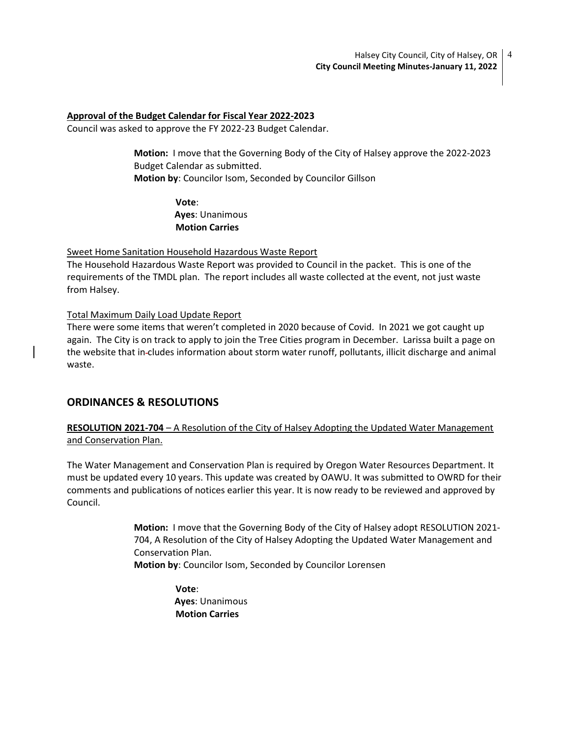**Approval of the Budget Calendar for Fiscal Year 2022-2023**

Council was asked to approve the FY 2022-23 Budget Calendar.

> **Motion:** I move that the Governing Body of the City of Halsey approve the 2022-2023 Budget Calendar as submitted.
> **Motion by**: Councilor Isom, Seconded by Councilor Gillson
>
> > **Vote**:
> > **Ayes**: Unanimous
> > **Motion Carries**

Sweet Home Sanitation Household Hazardous Waste Report

The Household Hazardous Waste Report was provided to Council in the packet. This is one of the requirements of the TMDL plan. The report includes all waste collected at the event, not just waste from Halsey.

Total Maximum Daily Load Update Report

There were some items that weren't completed in 2020 because of Covid. In 2021 we got caught up again. The City is on track to apply to join the Tree Cities program in December. Larissa built a page on the website that in-cludes information about storm water runoff, pollutants, illicit discharge and animal waste.

## ORDINANCES & RESOLUTIONS

**RESOLUTION 2021-704** – A Resolution of the City of Halsey Adopting the Updated Water Management and Conservation Plan.

The Water Management and Conservation Plan is required by Oregon Water Resources Department. It must be updated every 10 years. This update was created by OAWU. It was submitted to OWRD for their comments and publications of notices earlier this year. It is now ready to be reviewed and approved by Council.

> **Motion:** I move that the Governing Body of the City of Halsey adopt RESOLUTION 2021-704, A Resolution of the City of Halsey Adopting the Updated Water Management and Conservation Plan.
> **Motion by**: Councilor Isom, Seconded by Councilor Lorensen
>
> > **Vote**:
> > **Ayes**: Unanimous
> > **Motion Carries**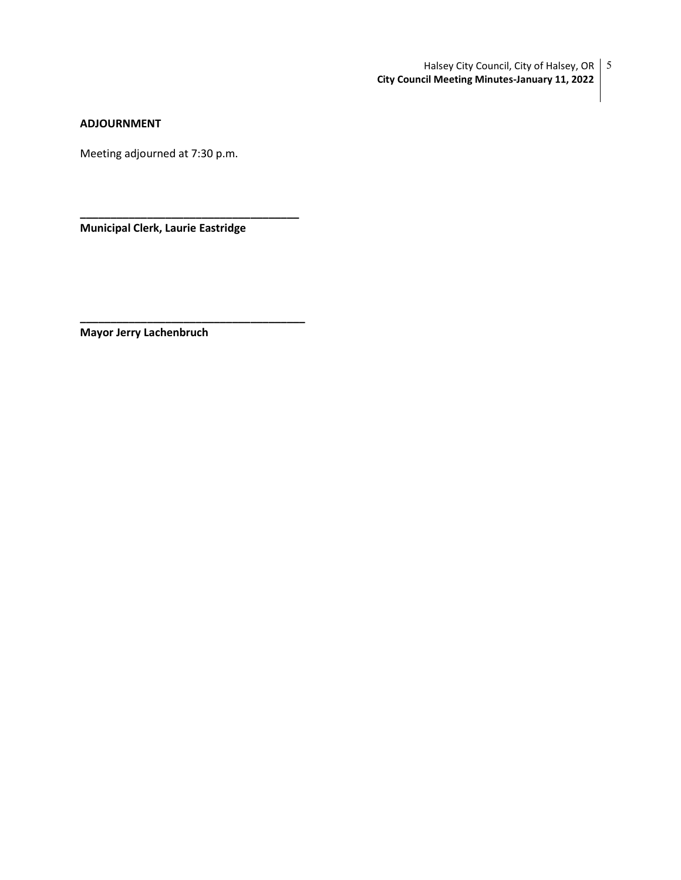**ADJOURNMENT**

Meeting adjourned at 7:30 p.m.

___________________________________
**Municipal Clerk, Laurie Eastridge**

____________________________________
**Mayor Jerry Lachenbruch**